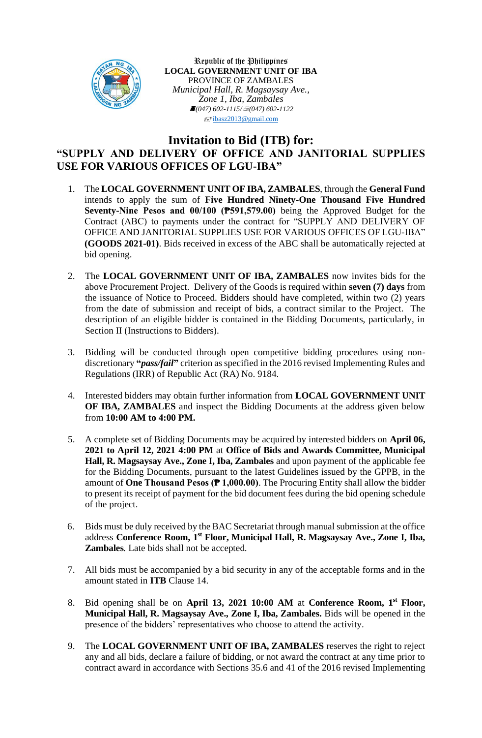Republic of the Philippines
**LOCAL GOVERNMENT UNIT OF IBA**
PROVINCE OF ZAMBALES
*Municipal Hall, R. Magsaysay Ave.,*
*Zone 1, Iba, Zambales*
*(047) 602-1115/ (047) 602-1122*
ibasz2013@gmail.com

# Invitation to Bid (ITB) for:
## "SUPPLY AND DELIVERY OF OFFICE AND JANITORIAL SUPPLIES USE FOR VARIOUS OFFICES OF LGU-IBA"

1. The **LOCAL GOVERNMENT UNIT OF IBA, ZAMBALES**, through the **General Fund** intends to apply the sum of **Five Hundred Ninety-One Thousand Five Hundred Seventy-Nine Pesos and 00/100 (₱591,579.00)** being the Approved Budget for the Contract (ABC) to payments under the contract for "SUPPLY AND DELIVERY OF OFFICE AND JANITORIAL SUPPLIES USE FOR VARIOUS OFFICES OF LGU-IBA" **(GOODS 2021-01)**. Bids received in excess of the ABC shall be automatically rejected at bid opening.

2. The **LOCAL GOVERNMENT UNIT OF IBA, ZAMBALES** now invites bids for the above Procurement Project. Delivery of the Goods is required within **seven (7) days** from the issuance of Notice to Proceed. Bidders should have completed, within two (2) years from the date of submission and receipt of bids, a contract similar to the Project. The description of an eligible bidder is contained in the Bidding Documents, particularly, in Section II (Instructions to Bidders).

3. Bidding will be conducted through open competitive bidding procedures using non-discretionary **"*pass/fail*"** criterion as specified in the 2016 revised Implementing Rules and Regulations (IRR) of Republic Act (RA) No. 9184.

4. Interested bidders may obtain further information from **LOCAL GOVERNMENT UNIT OF IBA, ZAMBALES** and inspect the Bidding Documents at the address given below from **10:00 AM to 4:00 PM.**

5. A complete set of Bidding Documents may be acquired by interested bidders on **April 06, 2021 to April 12, 2021 4:00 PM** at **Office of Bids and Awards Committee, Municipal Hall, R. Magsaysay Ave., Zone I, Iba, Zambales** and upon payment of the applicable fee for the Bidding Documents, pursuant to the latest Guidelines issued by the GPPB, in the amount of **One Thousand Pesos (₱ 1,000.00)**. The Procuring Entity shall allow the bidder to present its receipt of payment for the bid document fees during the bid opening schedule of the project.

6. Bids must be duly received by the BAC Secretariat through manual submission at the office address **Conference Room, 1st Floor, Municipal Hall, R. Magsaysay Ave., Zone I, Iba, Zambales***.* Late bids shall not be accepted.

7. All bids must be accompanied by a bid security in any of the acceptable forms and in the amount stated in **ITB** Clause 14.

8. Bid opening shall be on **April 13, 2021 10:00 AM** at **Conference Room, 1st Floor, Municipal Hall, R. Magsaysay Ave., Zone I, Iba, Zambales.** Bids will be opened in the presence of the bidders' representatives who choose to attend the activity.

9. The **LOCAL GOVERNMENT UNIT OF IBA, ZAMBALES** reserves the right to reject any and all bids, declare a failure of bidding, or not award the contract at any time prior to contract award in accordance with Sections 35.6 and 41 of the 2016 revised Implementing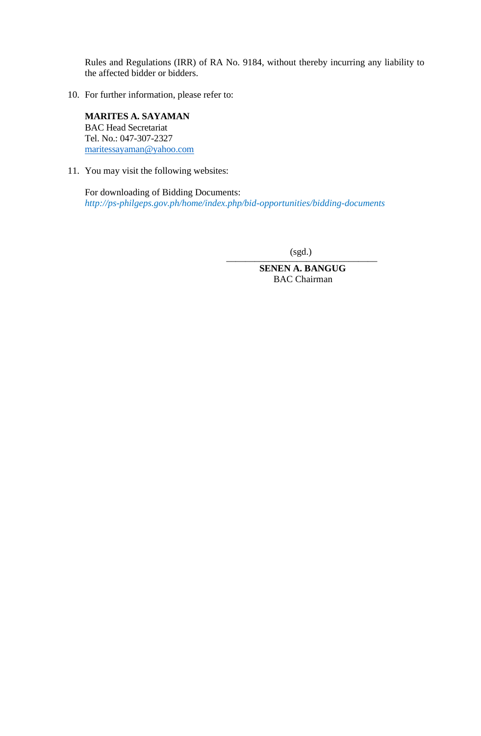Rules and Regulations (IRR) of RA No. 9184, without thereby incurring any liability to the affected bidder or bidders.

10. For further information, please refer to:

 **MARITES A. SAYAMAN**
 BAC Head Secretariat
 Tel. No.: 047-307-2327
 maritessayaman@yahoo.com

11. You may visit the following websites:

 For downloading of Bidding Documents:
 *http://ps-philgeps.gov.ph/home/index.php/bid-opportunities/bidding-documents*

(sgd.)
\_\_\_\_\_\_\_\_\_\_\_\_\_\_\_\_\_\_\_\_\_\_\_\_\_\_\_\_\_\_\_\_
**SENEN A. BANGUG**
BAC Chairman